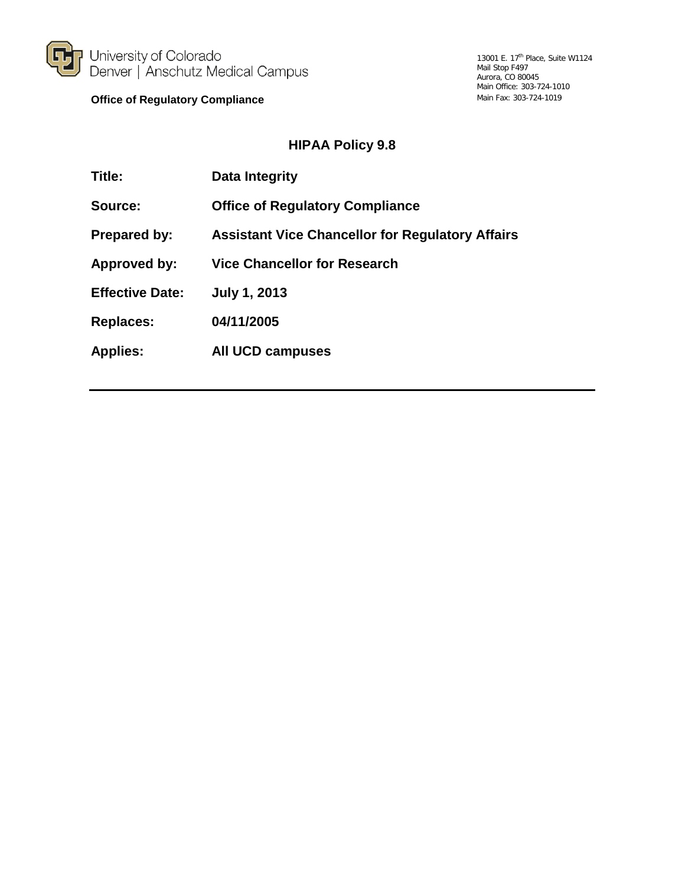University of Colorado
Denver | Anschutz Medical Campus

**Office of Regulatory Compliance**

13001 E. 17th Place, Suite W1124
Mail Stop F497
Aurora, CO 80045
Main Office: 303-724-1010
Main Fax: 303-724-1019

# HIPAA Policy 9.8

| | |
|---|---|
| **Title:** | **Data Integrity** |
| **Source:** | **Office of Regulatory Compliance** |
| **Prepared by:** | **Assistant Vice Chancellor for Regulatory Affairs** |
| **Approved by:** | **Vice Chancellor for Research** |
| **Effective Date:** | **July 1, 2013** |
| **Replaces:** | **04/11/2005** |
| **Applies:** | **All UCD campuses** |

---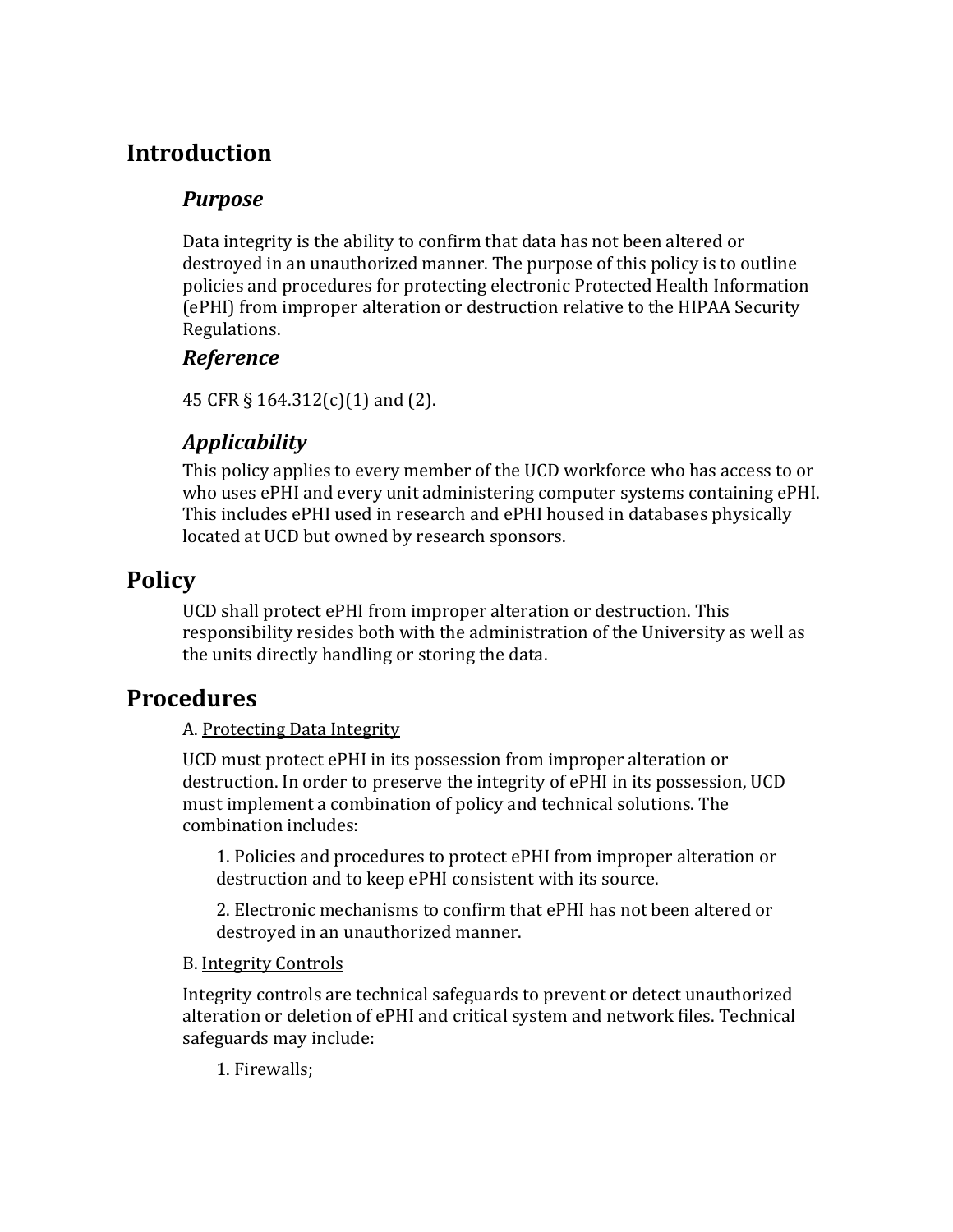# Introduction

## *Purpose*

Data integrity is the ability to confirm that data has not been altered or destroyed in an unauthorized manner. The purpose of this policy is to outline policies and procedures for protecting electronic Protected Health Information (ePHI) from improper alteration or destruction relative to the HIPAA Security Regulations.

## *Reference*

45 CFR § 164.312(c)(1) and (2).

## *Applicability*

This policy applies to every member of the UCD workforce who has access to or who uses ePHI and every unit administering computer systems containing ePHI. This includes ePHI used in research and ePHI housed in databases physically located at UCD but owned by research sponsors.

# Policy

UCD shall protect ePHI from improper alteration or destruction. This responsibility resides both with the administration of the University as well as the units directly handling or storing the data.

# Procedures

A. Protecting Data Integrity

UCD must protect ePHI in its possession from improper alteration or destruction. In order to preserve the integrity of ePHI in its possession, UCD must implement a combination of policy and technical solutions. The combination includes:

1. Policies and procedures to protect ePHI from improper alteration or destruction and to keep ePHI consistent with its source.

2. Electronic mechanisms to confirm that ePHI has not been altered or destroyed in an unauthorized manner.

B. Integrity Controls

Integrity controls are technical safeguards to prevent or detect unauthorized alteration or deletion of ePHI and critical system and network files. Technical safeguards may include:

1. Firewalls;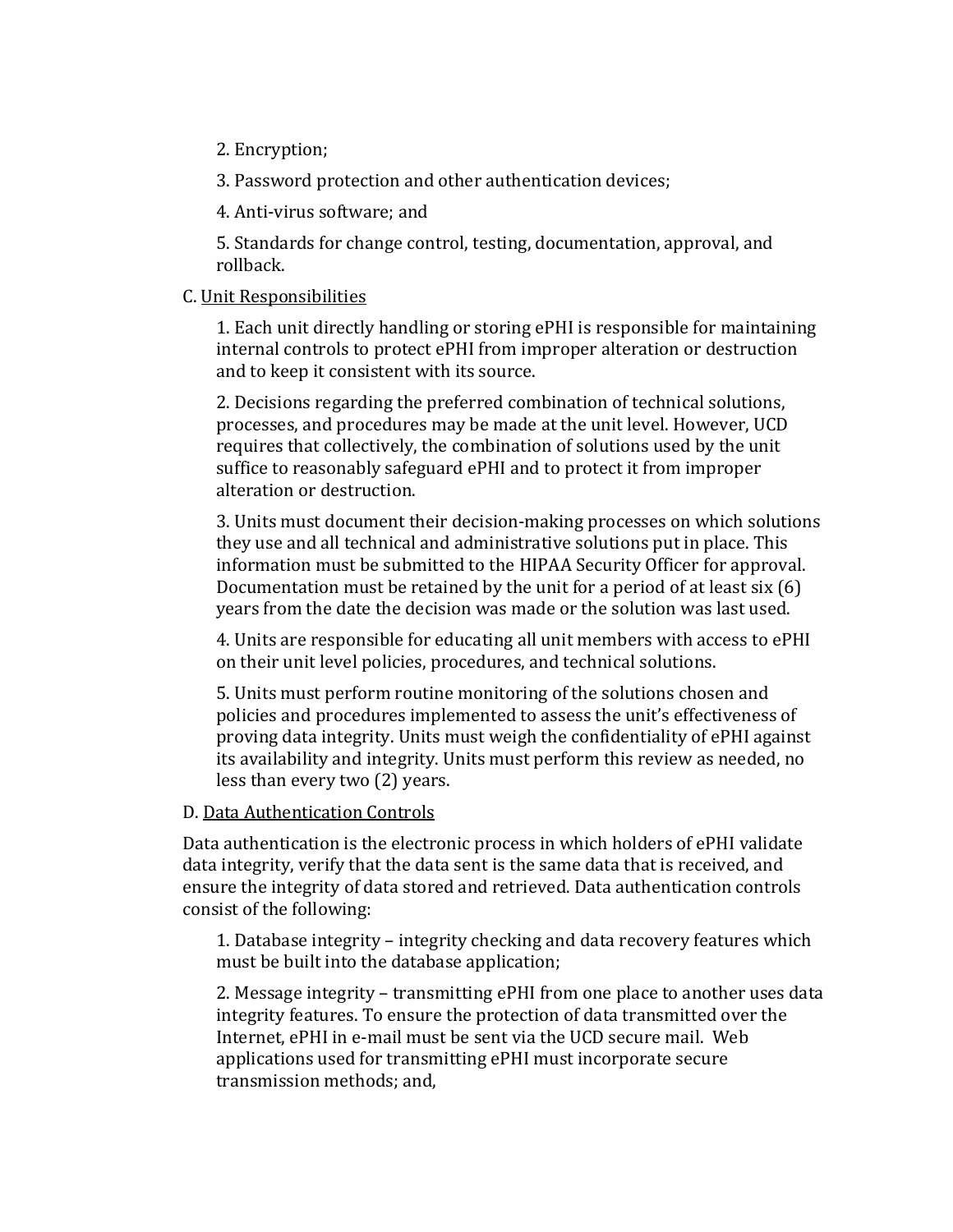2. Encryption;

3. Password protection and other authentication devices;

4. Anti-virus software; and

5. Standards for change control, testing, documentation, approval, and rollback.

C. <u>Unit Responsibilities</u>

1. Each unit directly handling or storing ePHI is responsible for maintaining internal controls to protect ePHI from improper alteration or destruction and to keep it consistent with its source.

2. Decisions regarding the preferred combination of technical solutions, processes, and procedures may be made at the unit level. However, UCD requires that collectively, the combination of solutions used by the unit suffice to reasonably safeguard ePHI and to protect it from improper alteration or destruction.

3. Units must document their decision-making processes on which solutions they use and all technical and administrative solutions put in place. This information must be submitted to the HIPAA Security Officer for approval. Documentation must be retained by the unit for a period of at least six (6) years from the date the decision was made or the solution was last used.

4. Units are responsible for educating all unit members with access to ePHI on their unit level policies, procedures, and technical solutions.

5. Units must perform routine monitoring of the solutions chosen and policies and procedures implemented to assess the unit's effectiveness of proving data integrity. Units must weigh the confidentiality of ePHI against its availability and integrity. Units must perform this review as needed, no less than every two (2) years.

D. <u>Data Authentication Controls</u>

Data authentication is the electronic process in which holders of ePHI validate data integrity, verify that the data sent is the same data that is received, and ensure the integrity of data stored and retrieved. Data authentication controls consist of the following:

1. Database integrity – integrity checking and data recovery features which must be built into the database application;

2. Message integrity – transmitting ePHI from one place to another uses data integrity features. To ensure the protection of data transmitted over the Internet, ePHI in e-mail must be sent via the UCD secure mail. Web applications used for transmitting ePHI must incorporate secure transmission methods; and,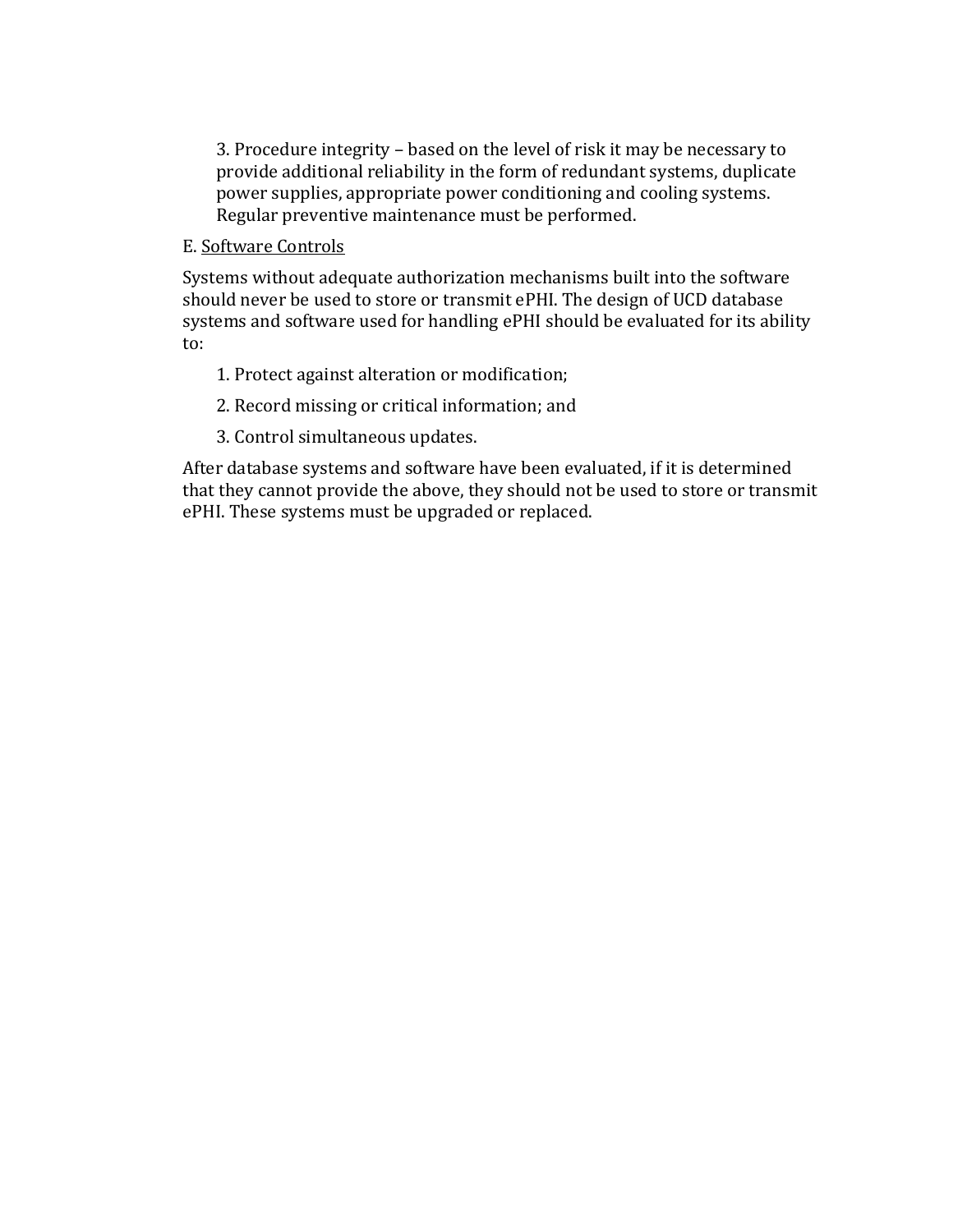3. Procedure integrity – based on the level of risk it may be necessary to provide additional reliability in the form of redundant systems, duplicate power supplies, appropriate power conditioning and cooling systems. Regular preventive maintenance must be performed.

E. <u>Software Controls</u>

Systems without adequate authorization mechanisms built into the software should never be used to store or transmit ePHI. The design of UCD database systems and software used for handling ePHI should be evaluated for its ability to:

1. Protect against alteration or modification;
2. Record missing or critical information; and
3. Control simultaneous updates.

After database systems and software have been evaluated, if it is determined that they cannot provide the above, they should not be used to store or transmit ePHI. These systems must be upgraded or replaced.